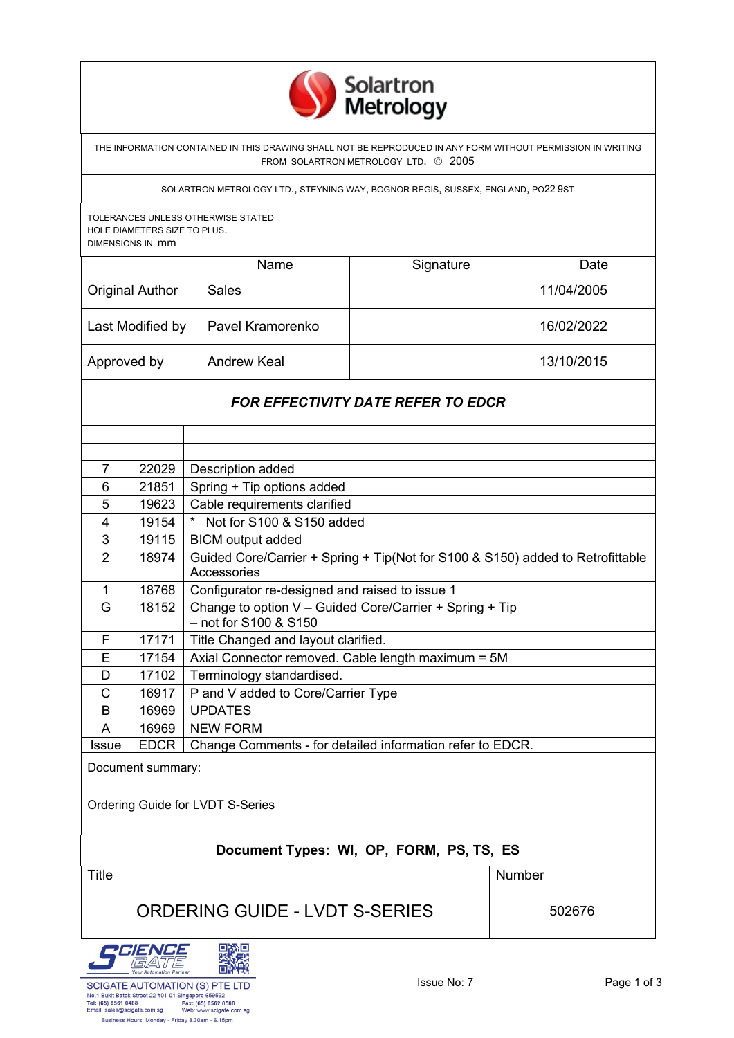Solartron Metrology

THE INFORMATION CONTAINED IN THIS DRAWING SHALL NOT BE REPRODUCED IN ANY FORM WITHOUT PERMISSION IN WRITING FROM SOLARTRON METROLOGY LTD. © 2005

SOLARTRON METROLOGY LTD., STEYNING WAY, BOGNOR REGIS, SUSSEX, ENGLAND, PO22 9ST

TOLERANCES UNLESS OTHERWISE STATED
HOLE DIAMETERS SIZE TO PLUS.
DIMENSIONS IN mm

| | Name | Signature | Date |
|---|---|---|---|
| Original Author | Sales | | 11/04/2005 |
| Last Modified by | Pavel Kramorenko | | 16/02/2022 |
| Approved by | Andrew Keal | | 13/10/2015 |

***FOR EFFECTIVITY DATE REFER TO EDCR***

| Issue | EDCR | Change Comments - for detailed information refer to EDCR. |
|---|---|---|
| | | |
| | | |
| 7 | 22029 | Description added |
| 6 | 21851 | Spring + Tip options added |
| 5 | 19623 | Cable requirements clarified |
| 4 | 19154 | * Not for S100 & S150 added |
| 3 | 19115 | BICM output added |
| 2 | 18974 | Guided Core/Carrier + Spring + Tip(Not for S100 & S150) added to Retrofittable Accessories |
| 1 | 18768 | Configurator re-designed and raised to issue 1 |
| G | 18152 | Change to option V – Guided Core/Carrier + Spring + Tip – not for S100 & S150 |
| F | 17171 | Title Changed and layout clarified. |
| E | 17154 | Axial Connector removed. Cable length maximum = 5M |
| D | 17102 | Terminology standardised. |
| C | 16917 | P and V added to Core/Carrier Type |
| B | 16969 | UPDATES |
| A | 16969 | NEW FORM |

Document summary:

Ordering Guide for LVDT S-Series

**Document Types: WI, OP, FORM, PS, TS, ES**

| Title | Number |
|---|---|
| ORDERING GUIDE - LVDT S-SERIES | 502676 |

SCIGATE AUTOMATION (S) PTE LTD
No.1 Bukit Batok Street 22 #01-01 Singapore 659592
Tel: (65) 6561 0488 Fax: (65) 6562 0588
Email: sales@scigate.com.sg Web: www.scigate.com.sg
Business Hours: Monday - Friday 8.30am - 6.15pm

Issue No: 7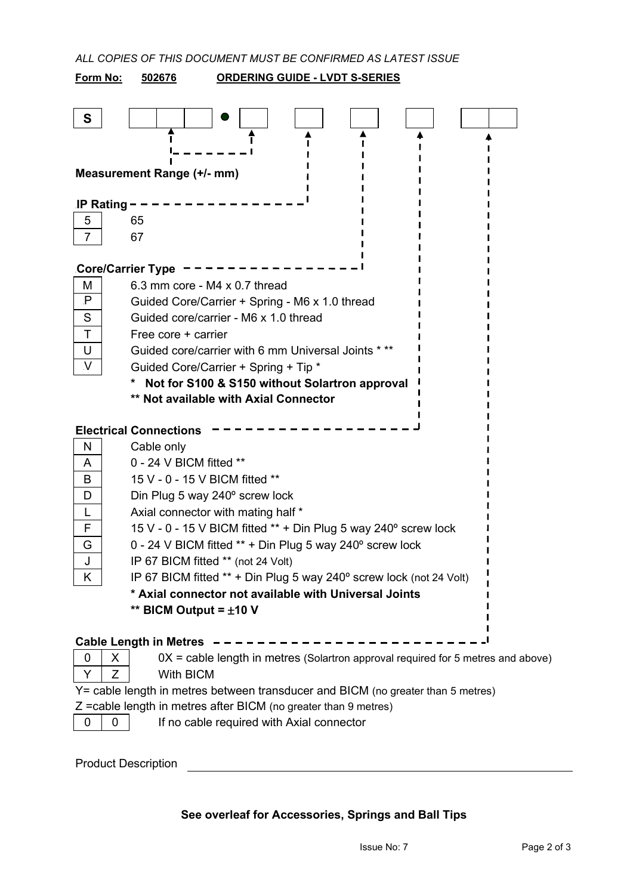*ALL COPIES OF THIS DOCUMENT MUST BE CONFIRMED AS LATEST ISSUE*

**Form No:** **502676** **ORDERING GUIDE - LVDT S-SERIES**

| S | | | | ● | | | | | | | |
|---|---|---|---|---|---|---|---|---|---|---|---|

**Measurement Range (+/- mm)**

**IP Rating**

| | |
|---|---|
| 5 | 65 |
| 7 | 67 |

**Core/Carrier Type**

| | |
|---|---|
| M | 6.3 mm core - M4 x 0.7 thread |
| P | Guided Core/Carrier + Spring - M6 x 1.0 thread |
| S | Guided core/carrier - M6 x 1.0 thread |
| T | Free core + carrier |
| U | Guided core/carrier with 6 mm Universal Joints * ** |
| V | Guided Core/Carrier + Spring + Tip * |

**\* Not for S100 & S150 without Solartron approval**

**\*\* Not available with Axial Connector**

**Electrical Connections**

| | |
|---|---|
| N | Cable only |
| A | 0 - 24 V BICM fitted ** |
| B | 15 V - 0 - 15 V BICM fitted ** |
| D | Din Plug 5 way 240º screw lock |
| L | Axial connector with mating half * |
| F | 15 V - 0 - 15 V BICM fitted ** + Din Plug 5 way 240º screw lock |
| G | 0 - 24 V BICM fitted ** + Din Plug 5 way 240º screw lock |
| J | IP 67 BICM fitted ** (not 24 Volt) |
| K | IP 67 BICM fitted ** + Din Plug 5 way 240º screw lock (not 24 Volt) |

**\* Axial connector not available with Universal Joints**

**\*\* BICM Output = ±10 V**

**Cable Length in Metres**

| | | |
|---|---|---|
| 0 | X | 0X = cable length in metres (Solartron approval required for 5 metres and above) |
| Y | Z | With BICM |

Y= cable length in metres between transducer and BICM (no greater than 5 metres)

Z =cable length in metres after BICM (no greater than 9 metres)

| | | |
|---|---|---|
| 0 | 0 | If no cable required with Axial connector |

Product Description ______________________________

**See overleaf for Accessories, Springs and Ball Tips**

Issue No: 7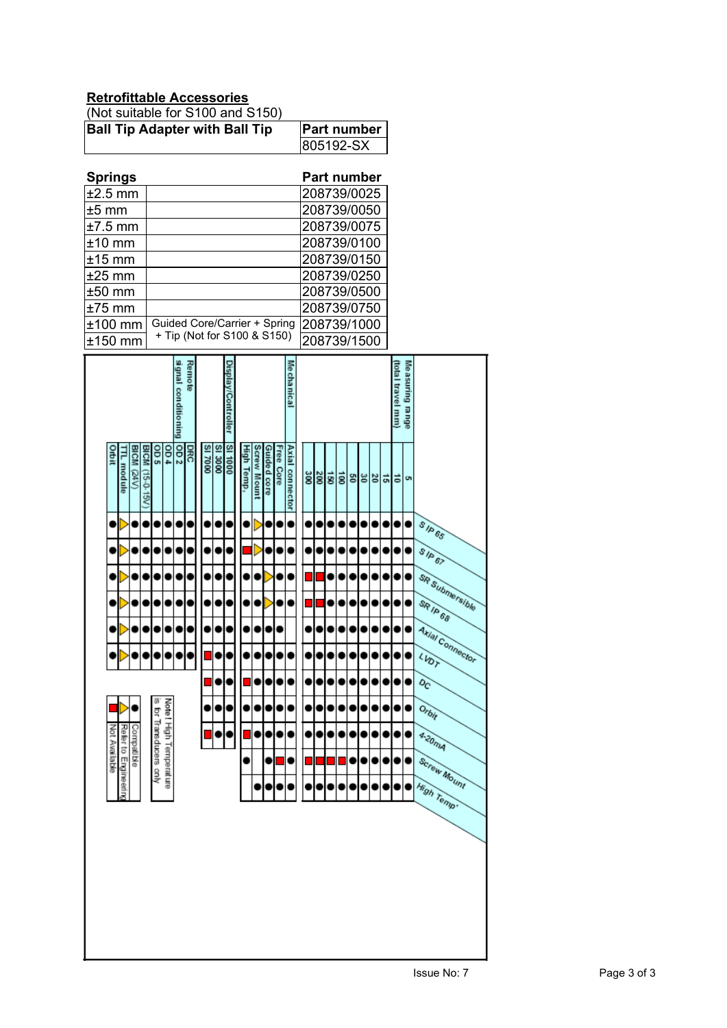## Retrofittable Accessories

(Not suitable for S100 and S150)

| Ball Tip Adapter with Ball Tip | Part number |
|---|---|
| | 805192-SX |

| Springs | | Part number |
|---|---|---|
| ±2.5 mm | | 208739/0025 |
| ±5 mm | | 208739/0050 |
| ±7.5 mm | | 208739/0075 |
| ±10 mm | | 208739/0100 |
| ±15 mm | | 208739/0150 |
| ±25 mm | | 208739/0250 |
| ±50 mm | | 208739/0500 |
| ±75 mm | | 208739/0750 |
| ±100 mm | Guided Core/Carrier + Spring + Tip (Not for S100 & S150) | 208739/1000 |
| ±150 mm | | 208739/1500 |

| | Remote signal conditioning | | | | | | | | Display/Controller | | | Mechanical | | | | | Measuring range (total travel mm) | | | | | | | | | |
|---|---|---|---|---|---|---|---|---|---|---|---|---|---|---|---|---|---|---|---|---|---|---|---|---|---|---|
| | Orbit | TTL module | BICM (24V) | BICM (15-0-15V) | OD 5 | OD 4 | OD 2 | DRC | SI 7000 | SI 3000 | SI 1000 | High Temp. | Screw Mount | Guided core | Free Core | Axial connector | 300 | 200 | 150 | 100 | 50 | 30 | 20 | 15 | 10 | 5 |
| S IP 65 | ● | ▷ | ● | ● | ● | ● | ● | ● | ● | ● | ● | ● | ▷ | ● | ● | ● | ● | ● | ● | ● | ● | ● | ● | ● | ● | ● |
| S IP 67 | ● | ▷ | ● | ● | ● | ● | ● | ● | ● | ● | ● | ■ | ▷ | ● | ● | ● | ● | ● | ● | ● | ● | ● | ● | ● | ● | ● |
| SR Submersible | ● | ▷ | ● | ● | ● | ● | ● | ● | ● | ● | ● | ● | ● | ▷ | ● | ● | ■ | ■ | ● | ● | ● | ● | ● | ● | ● | ● |
| SR IP 68 | ● | ▷ | ● | ● | ● | ● | ● | ● | ● | ● | ● | ● | ● | ▷ | ● | ● | ■ | ■ | ● | ● | ● | ● | ● | ● | ● | ● |
| Axial Connector | ● | ▷ | ● | ● | ● | ● | ● | ● | ● | ● | ● | ● | ● | ● | ● | | ● | ● | ● | ● | ● | ● | ● | ● | ● | ● |
| LVDT | ● | ▷ | ● | ● | ● | ● | ● | ● | ■ | ● | ● | ● | ● | ● | ● | ● | ● | ● | ● | ● | ● | ● | ● | ● | ● | ● |
| DC | | | | | | | | | ■ | ● | ● | ■ | ● | ● | ● | ● | ● | ● | ● | ● | ● | ● | ● | ● | ● | ● |
| Orbit | | | | | | | | | ● | ● | ● | ● | ● | ● | ● | ● | ● | ● | ● | ● | ● | ● | ● | ● | ● | ● |
| 4-20mA | | | | | | | | | ■ | ● | ● | ■ | ● | ● | ● | ● | ● | ● | ● | ● | ● | ● | ● | ● | ● | ● |
| Screw Mount | | | | | | | | | | | | ● | | ● | ■ | ● | ■ | ■ | ■ | ■ | ● | ● | ● | ● | ● | ● |
| High Temp' | | | | | | | | | | | | | ● | ● | ● | ● | ● | ● | ● | ● | ● | ● | ● | ● | ● | ● |

● Compatible
▷ Refer to Engineering
■ Not Available

Note! High Temperature is for Transducers only

Issue No: 7